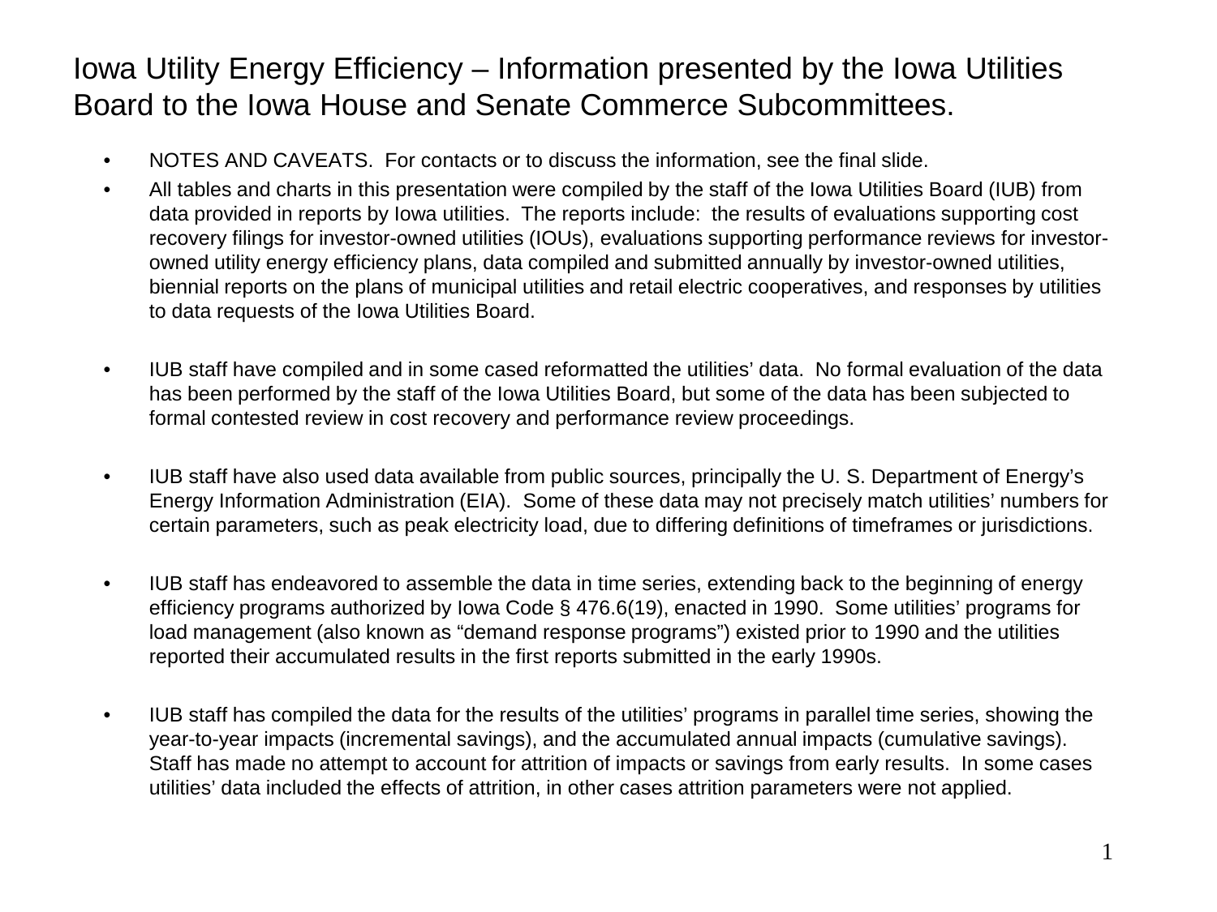# Iowa Utility Energy Efficiency – Information presented by the Iowa Utilities Board to the Iowa House and Senate Commerce Subcommittees.

- NOTES AND CAVEATS. For contacts or to discuss the information, see the final slide.
- All tables and charts in this presentation were compiled by the staff of the Iowa Utilities Board (IUB) from data provided in reports by Iowa utilities. The reports include: the results of evaluations supporting cost recovery filings for investor-owned utilities (IOUs), evaluations supporting performance reviews for investor-owned utility energy efficiency plans, data compiled and submitted annually by investor-owned utilities, biennial reports on the plans of municipal utilities and retail electric cooperatives, and responses by utilities to data requests of the Iowa Utilities Board.
- IUB staff have compiled and in some cased reformatted the utilities' data. No formal evaluation of the data has been performed by the staff of the Iowa Utilities Board, but some of the data has been subjected to formal contested review in cost recovery and performance review proceedings.
- IUB staff have also used data available from public sources, principally the U. S. Department of Energy's Energy Information Administration (EIA). Some of these data may not precisely match utilities' numbers for certain parameters, such as peak electricity load, due to differing definitions of timeframes or jurisdictions.
- IUB staff has endeavored to assemble the data in time series, extending back to the beginning of energy efficiency programs authorized by Iowa Code § 476.6(19), enacted in 1990. Some utilities' programs for load management (also known as "demand response programs") existed prior to 1990 and the utilities reported their accumulated results in the first reports submitted in the early 1990s.
- IUB staff has compiled the data for the results of the utilities' programs in parallel time series, showing the year-to-year impacts (incremental savings), and the accumulated annual impacts (cumulative savings). Staff has made no attempt to account for attrition of impacts or savings from early results. In some cases utilities' data included the effects of attrition, in other cases attrition parameters were not applied.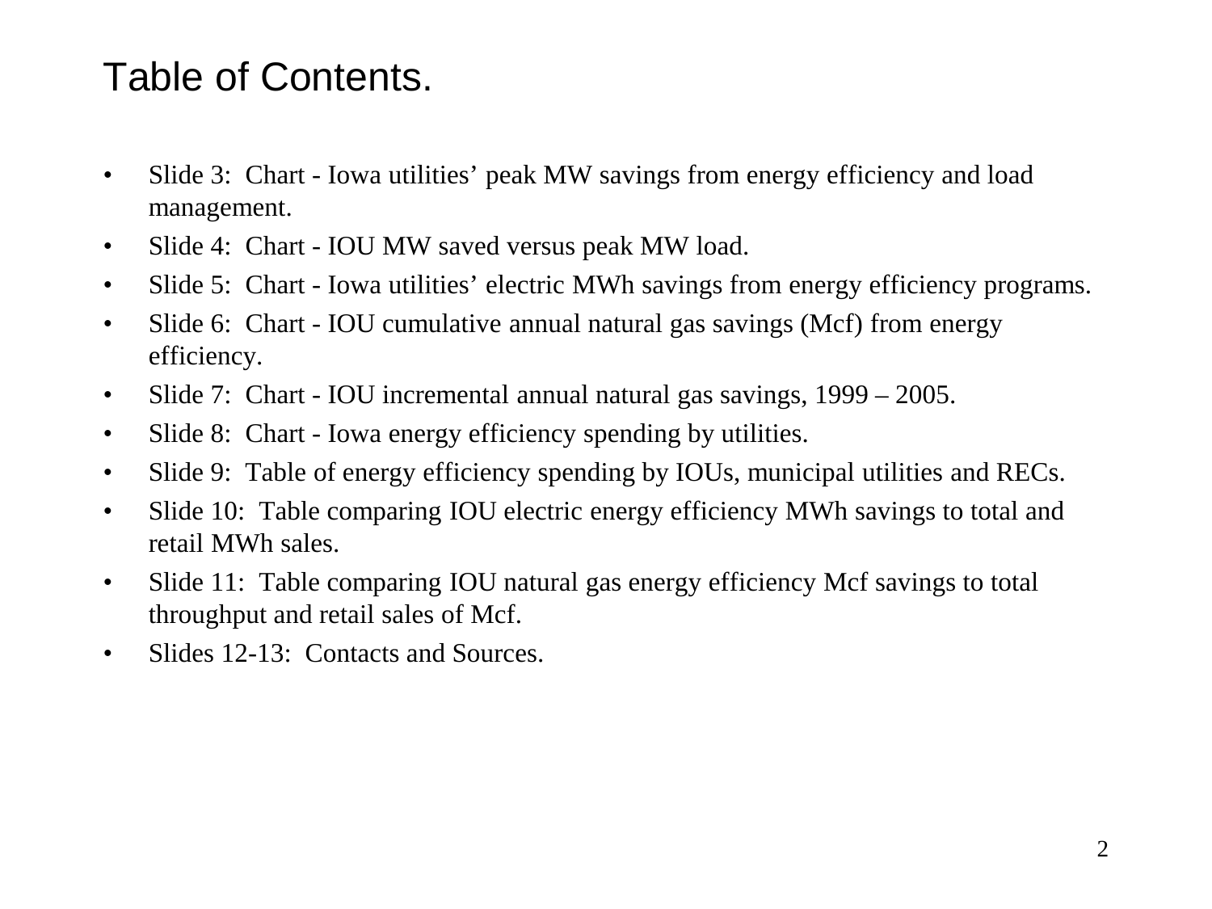# Table of Contents.

- Slide 3: Chart - Iowa utilities' peak MW savings from energy efficiency and load management.
- Slide 4: Chart - IOU MW saved versus peak MW load.
- Slide 5: Chart - Iowa utilities' electric MWh savings from energy efficiency programs.
- Slide 6: Chart - IOU cumulative annual natural gas savings (Mcf) from energy efficiency.
- Slide 7: Chart - IOU incremental annual natural gas savings, 1999 – 2005.
- Slide 8: Chart - Iowa energy efficiency spending by utilities.
- Slide 9: Table of energy efficiency spending by IOUs, municipal utilities and RECs.
- Slide 10: Table comparing IOU electric energy efficiency MWh savings to total and retail MWh sales.
- Slide 11: Table comparing IOU natural gas energy efficiency Mcf savings to total throughput and retail sales of Mcf.
- Slides 12-13: Contacts and Sources.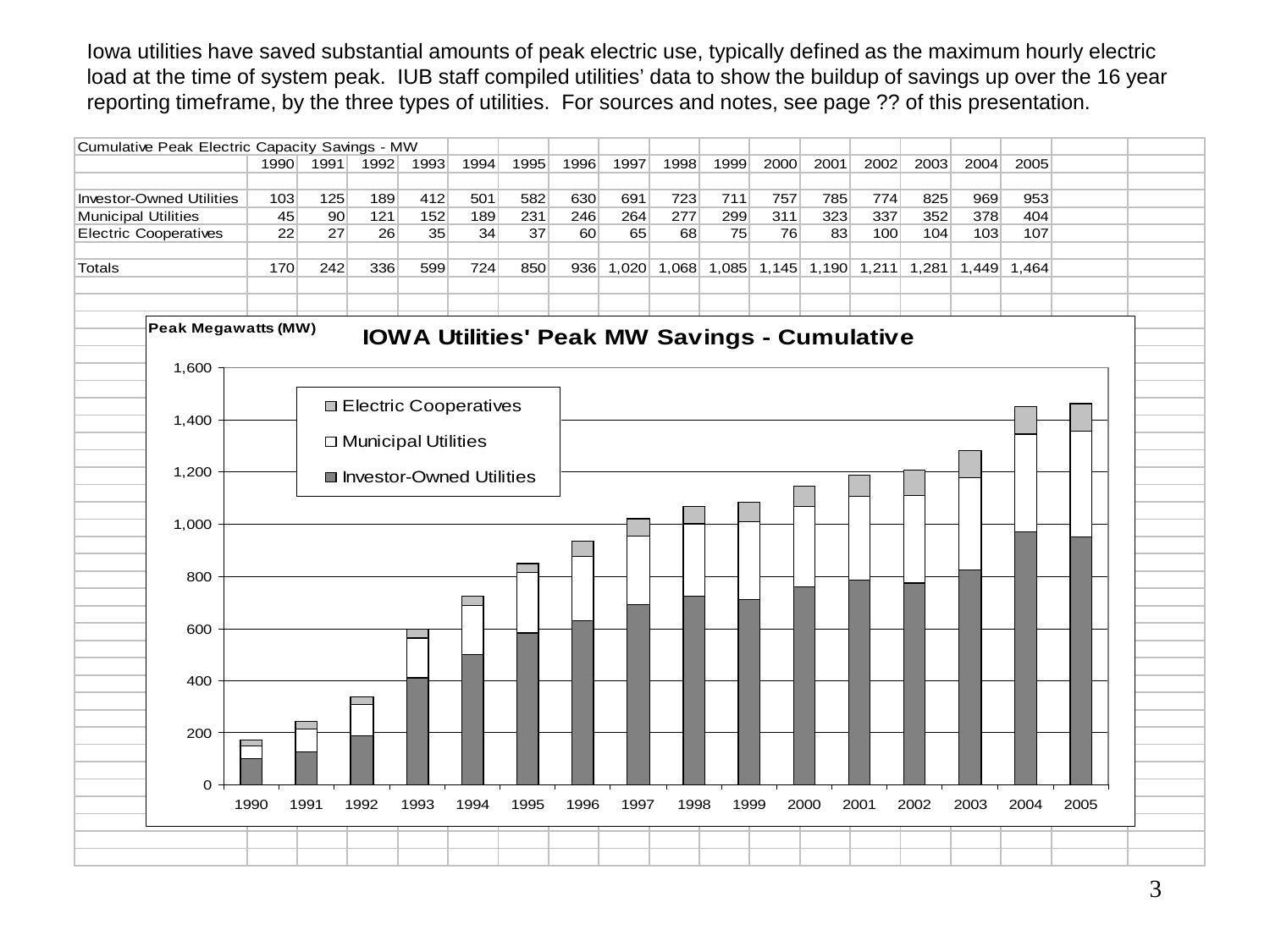Iowa utilities have saved substantial amounts of peak electric use, typically defined as the maximum hourly electric load at the time of system peak. IUB staff compiled utilities' data to show the buildup of savings up over the 16 year reporting timeframe, by the three types of utilities. For sources and notes, see page ?? of this presentation.

| Cumulative Peak Electric Capacity Savings - MW | 1990 | 1991 | 1992 | 1993 | 1994 | 1995 | 1996 | 1997 | 1998 | 1999 | 2000 | 2001 | 2002 | 2003 | 2004 | 2005 |
|---|---|---|---|---|---|---|---|---|---|---|---|---|---|---|---|---|
| Investor-Owned Utilities | 103 | 125 | 189 | 412 | 501 | 582 | 630 | 691 | 723 | 711 | 757 | 785 | 774 | 825 | 969 | 953 |
| Municipal Utilities | 45 | 90 | 121 | 152 | 189 | 231 | 246 | 264 | 277 | 299 | 311 | 323 | 337 | 352 | 378 | 404 |
| Electric Cooperatives | 22 | 27 | 26 | 35 | 34 | 37 | 60 | 65 | 68 | 75 | 76 | 83 | 100 | 104 | 103 | 107 |
| Totals | 170 | 242 | 336 | 599 | 724 | 850 | 936 | 1,020 | 1,068 | 1,085 | 1,145 | 1,190 | 1,211 | 1,281 | 1,449 | 1,464 |

**IOWA Utilities' Peak MW Savings - Cumulative**

Peak Megawatts (MW)

Legend: Electric Cooperatives; Municipal Utilities; Investor-Owned Utilities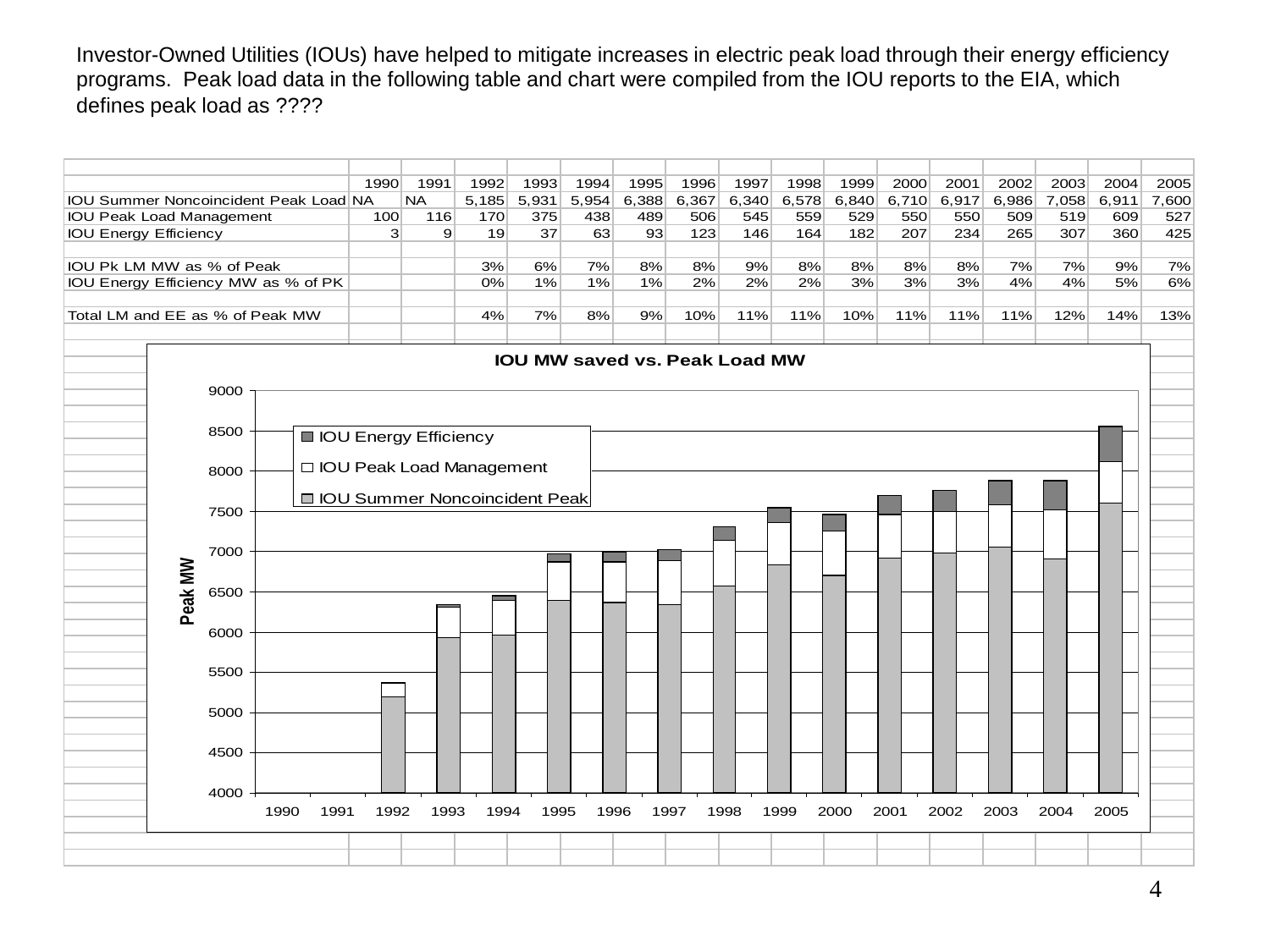Investor-Owned Utilities (IOUs) have helped to mitigate increases in electric peak load through their energy efficiency programs. Peak load data in the following table and chart were compiled from the IOU reports to the EIA, which defines peak load as ????

| | 1990 | 1991 | 1992 | 1993 | 1994 | 1995 | 1996 | 1997 | 1998 | 1999 | 2000 | 2001 | 2002 | 2003 | 2004 | 2005 |
|---|---|---|---|---|---|---|---|---|---|---|---|---|---|---|---|---|
| IOU Summer Noncoincident Peak Load | NA | NA | 5,185 | 5,931 | 5,954 | 6,388 | 6,367 | 6,340 | 6,578 | 6,840 | 6,710 | 6,917 | 6,986 | 7,058 | 6,911 | 7,600 |
| IOU Peak Load Management | 100 | 116 | 170 | 375 | 438 | 489 | 506 | 545 | 559 | 529 | 550 | 550 | 509 | 519 | 609 | 527 |
| IOU Energy Efficiency | 3 | 9 | 19 | 37 | 63 | 93 | 123 | 146 | 164 | 182 | 207 | 234 | 265 | 307 | 360 | 425 |
| | | | | | | | | | | | | | | | | |
| IOU Pk LM MW as % of Peak | | | 3% | 6% | 7% | 8% | 8% | 9% | 8% | 8% | 8% | 8% | 7% | 7% | 9% | 7% |
| IOU Energy Efficiency MW as % of PK | | | 0% | 1% | 1% | 1% | 2% | 2% | 2% | 3% | 3% | 3% | 4% | 4% | 5% | 6% |
| | | | | | | | | | | | | | | | | |
| Total LM and EE as % of Peak MW | | | 4% | 7% | 8% | 9% | 10% | 11% | 11% | 10% | 11% | 11% | 11% | 12% | 14% | 13% |

**IOU MW saved vs. Peak Load MW**

Legend: IOU Energy Efficiency; IOU Peak Load Management; IOU Summer Noncoincident Peak

Y-axis: Peak MW (4000–9000); X-axis: 1990–2005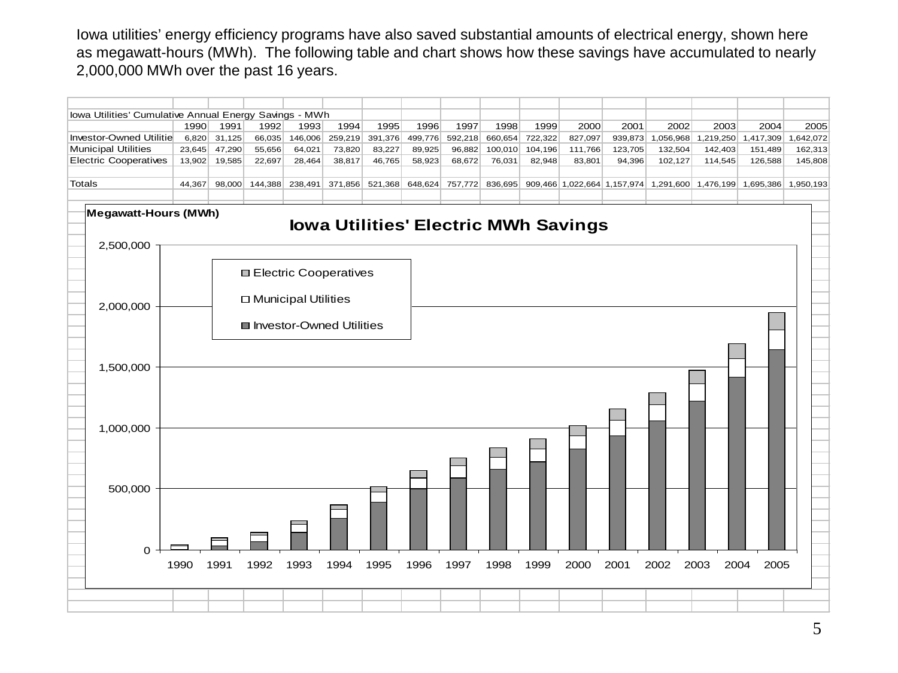Iowa utilities' energy efficiency programs have also saved substantial amounts of electrical energy, shown here as megawatt-hours (MWh). The following table and chart shows how these savings have accumulated to nearly 2,000,000 MWh over the past 16 years.

Iowa Utilities' Cumulative Annual Energy Savings - MWh

| | 1990 | 1991 | 1992 | 1993 | 1994 | 1995 | 1996 | 1997 | 1998 | 1999 | 2000 | 2001 | 2002 | 2003 | 2004 | 2005 |
|---|---|---|---|---|---|---|---|---|---|---|---|---|---|---|---|---|
| Investor-Owned Utilitie | 6,820 | 31,125 | 66,035 | 146,006 | 259,219 | 391,376 | 499,776 | 592,218 | 660,654 | 722,322 | 827,097 | 939,873 | 1,056,968 | 1,219,250 | 1,417,309 | 1,642,072 |
| Municipal Utilities | 23,645 | 47,290 | 55,656 | 64,021 | 73,820 | 83,227 | 89,925 | 96,882 | 100,010 | 104,196 | 111,766 | 123,705 | 132,504 | 142,403 | 151,489 | 162,313 |
| Electric Cooperatives | 13,902 | 19,585 | 22,697 | 28,464 | 38,817 | 46,765 | 58,923 | 68,672 | 76,031 | 82,948 | 83,801 | 94,396 | 102,127 | 114,545 | 126,588 | 145,808 |
| Totals | 44,367 | 98,000 | 144,388 | 238,491 | 371,856 | 521,368 | 648,624 | 757,772 | 836,695 | 909,466 | 1,022,664 | 1,157,974 | 1,291,600 | 1,476,199 | 1,695,386 | 1,950,193 |

**Iowa Utilities' Electric MWh Savings**

Megawatt-Hours (MWh)

Legend: Electric Cooperatives; Municipal Utilities; Investor-Owned Utilities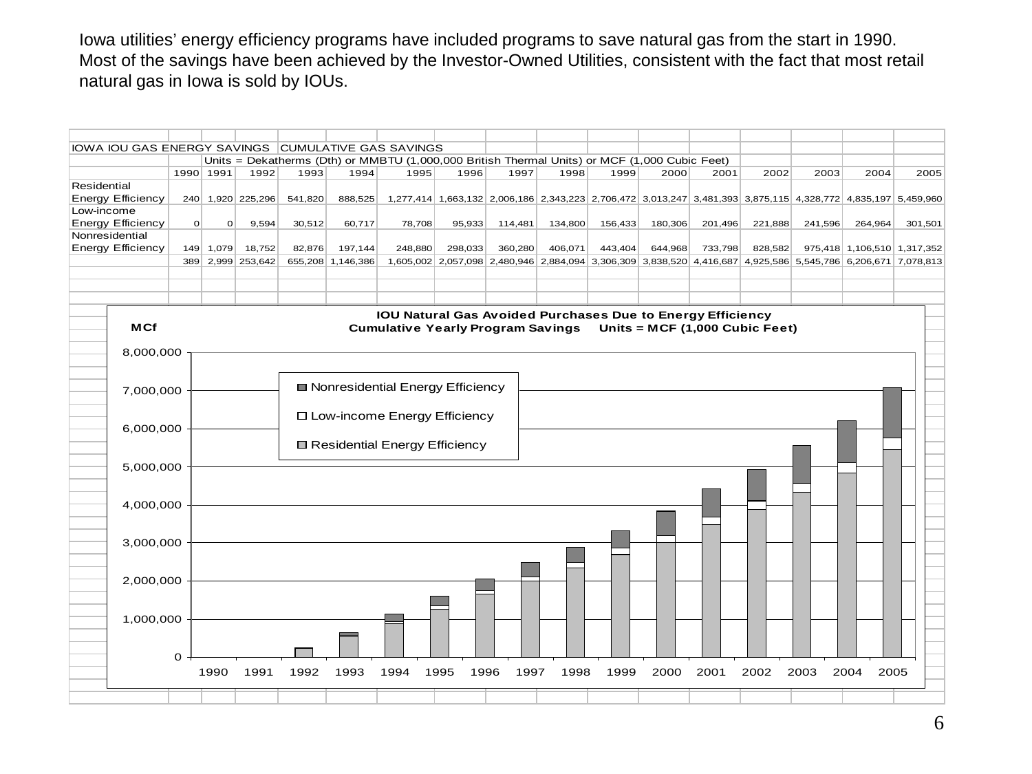Iowa utilities' energy efficiency programs have included programs to save natural gas from the start in 1990. Most of the savings have been achieved by the Investor-Owned Utilities, consistent with the fact that most retail natural gas in Iowa is sold by IOUs.

IOWA IOU GAS ENERGY SAVINGS CUMULATIVE GAS SAVINGS

Units = Dekatherms (Dth) or MMBTU (1,000,000 British Thermal Units) or MCF (1,000 Cubic Feet)

| | 1990 | 1991 | 1992 | 1993 | 1994 | 1995 | 1996 | 1997 | 1998 | 1999 | 2000 | 2001 | 2002 | 2003 | 2004 | 2005 |
|---|---|---|---|---|---|---|---|---|---|---|---|---|---|---|---|---|
| Residential Energy Efficiency | 240 | 1,920 | 225,296 | 541,820 | 888,525 | 1,277,414 | 1,663,132 | 2,006,186 | 2,343,223 | 2,706,472 | 3,013,247 | 3,481,393 | 3,875,115 | 4,328,772 | 4,835,197 | 5,459,960 |
| Low-income Energy Efficiency | 0 | 0 | 9,594 | 30,512 | 60,717 | 78,708 | 95,933 | 114,481 | 134,800 | 156,433 | 180,306 | 201,496 | 221,888 | 241,596 | 264,964 | 301,501 |
| Nonresidential Energy Efficiency | 149 | 1,079 | 18,752 | 82,876 | 197,144 | 248,880 | 298,033 | 360,280 | 406,071 | 443,404 | 644,968 | 733,798 | 828,582 | 975,418 | 1,106,510 | 1,317,352 |
| | 389 | 2,999 | 253,642 | 655,208 | 1,146,386 | 1,605,002 | 2,057,098 | 2,480,946 | 2,884,094 | 3,306,309 | 3,838,520 | 4,416,687 | 4,925,586 | 5,545,786 | 6,206,671 | 7,078,813 |

**IOU Natural Gas Avoided Purchases Due to Energy Efficiency**
**Cumulative Yearly Program Savings Units = MCF (1,000 Cubic Feet)**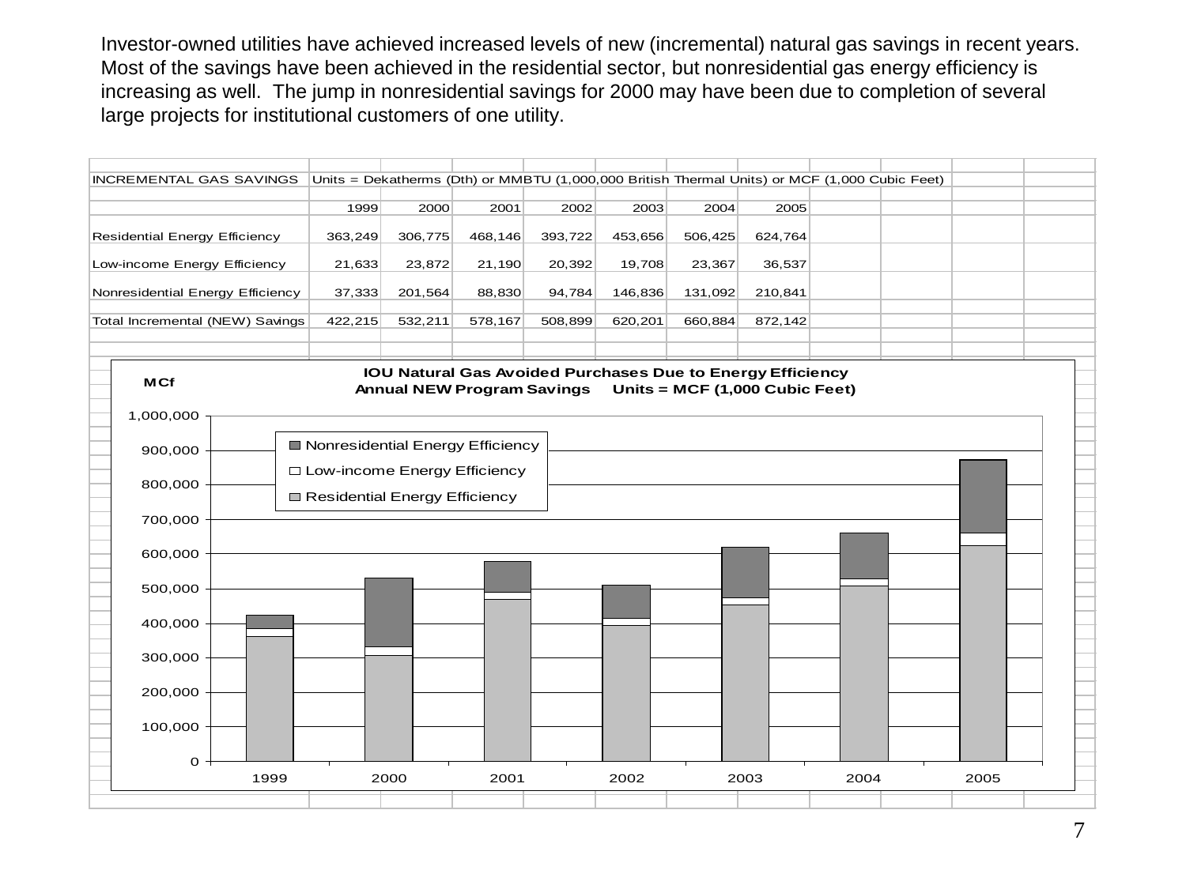Investor-owned utilities have achieved increased levels of new (incremental) natural gas savings in recent years. Most of the savings have been achieved in the residential sector, but nonresidential gas energy efficiency is increasing as well. The jump in nonresidential savings for 2000 may have been due to completion of several large projects for institutional customers of one utility.

INCREMENTAL GAS SAVINGS — Units = Dekatherms (Dth) or MMBTU (1,000,000 British Thermal Units) or MCF (1,000 Cubic Feet)

| | 1999 | 2000 | 2001 | 2002 | 2003 | 2004 | 2005 |
|---|---|---|---|---|---|---|---|
| Residential Energy Efficiency | 363,249 | 306,775 | 468,146 | 393,722 | 453,656 | 506,425 | 624,764 |
| Low-income Energy Efficiency | 21,633 | 23,872 | 21,190 | 20,392 | 19,708 | 23,367 | 36,537 |
| Nonresidential Energy Efficiency | 37,333 | 201,564 | 88,830 | 94,784 | 146,836 | 131,092 | 210,841 |
| Total Incremental (NEW) Savings | 422,215 | 532,211 | 578,167 | 508,899 | 620,201 | 660,884 | 872,142 |

**IOU Natural Gas Avoided Purchases Due to Energy Efficiency**
**Annual NEW Program Savings Units = MCF (1,000 Cubic Feet)**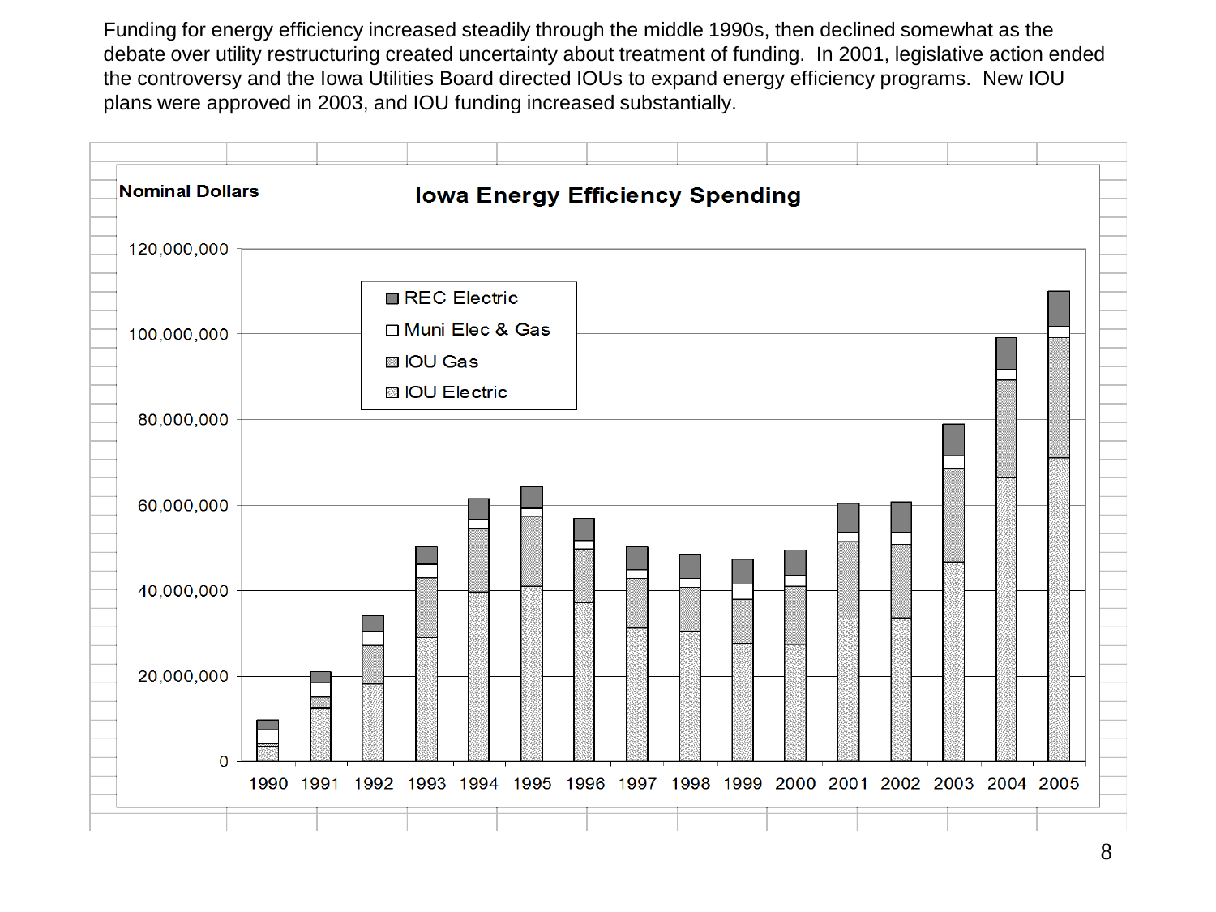Funding for energy efficiency increased steadily through the middle 1990s, then declined somewhat as the debate over utility restructuring created uncertainty about treatment of funding. In 2001, legislative action ended the controversy and the Iowa Utilities Board directed IOUs to expand energy efficiency programs. New IOU plans were approved in 2003, and IOU funding increased substantially.

**Iowa Energy Efficiency Spending**

Nominal Dollars

Legend: REC Electric; Muni Elec & Gas; IOU Gas; IOU Electric

Y-axis: 0 to 120,000,000

X-axis: 1990, 1991, 1992, 1993, 1994, 1995, 1996, 1997, 1998, 1999, 2000, 2001, 2002, 2003, 2004, 2005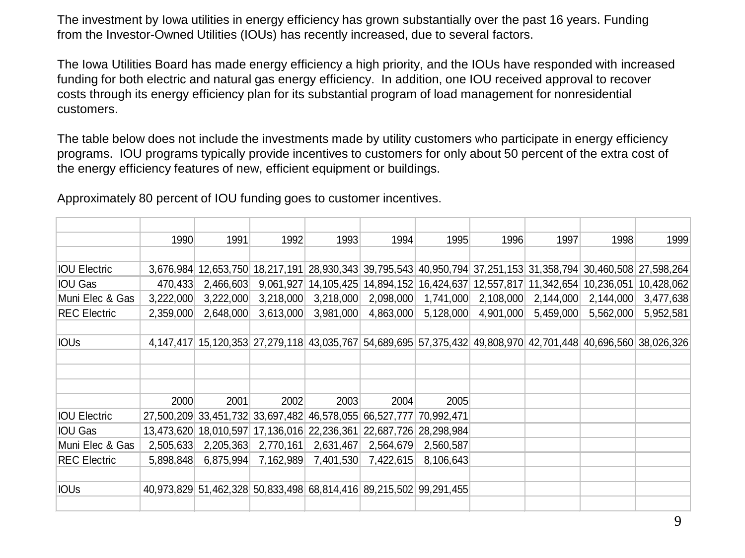The investment by Iowa utilities in energy efficiency has grown substantially over the past 16 years. Funding from the Investor-Owned Utilities (IOUs) has recently increased, due to several factors.

The Iowa Utilities Board has made energy efficiency a high priority, and the IOUs have responded with increased funding for both electric and natural gas energy efficiency. In addition, one IOU received approval to recover costs through its energy efficiency plan for its substantial program of load management for nonresidential customers.

The table below does not include the investments made by utility customers who participate in energy efficiency programs. IOU programs typically provide incentives to customers for only about 50 percent of the extra cost of the energy efficiency features of new, efficient equipment or buildings.

Approximately 80 percent of IOU funding goes to customer incentives.

| | 1990 | 1991 | 1992 | 1993 | 1994 | 1995 | 1996 | 1997 | 1998 | 1999 |
|---|---|---|---|---|---|---|---|---|---|---|
| IOU Electric | 3,676,984 | 12,653,750 | 18,217,191 | 28,930,343 | 39,795,543 | 40,950,794 | 37,251,153 | 31,358,794 | 30,460,508 | 27,598,264 |
| IOU Gas | 470,433 | 2,466,603 | 9,061,927 | 14,105,425 | 14,894,152 | 16,424,637 | 12,557,817 | 11,342,654 | 10,236,051 | 10,428,062 |
| Muni Elec & Gas | 3,222,000 | 3,222,000 | 3,218,000 | 3,218,000 | 2,098,000 | 1,741,000 | 2,108,000 | 2,144,000 | 2,144,000 | 3,477,638 |
| REC Electric | 2,359,000 | 2,648,000 | 3,613,000 | 3,981,000 | 4,863,000 | 5,128,000 | 4,901,000 | 5,459,000 | 5,562,000 | 5,952,581 |
| | | | | | | | | | | |
| IOUs | 4,147,417 | 15,120,353 | 27,279,118 | 43,035,767 | 54,689,695 | 57,375,432 | 49,808,970 | 42,701,448 | 40,696,560 | 38,026,326 |
| | | | | | | | | | | |
| | 2000 | 2001 | 2002 | 2003 | 2004 | 2005 | | | | |
| IOU Electric | 27,500,209 | 33,451,732 | 33,697,482 | 46,578,055 | 66,527,777 | 70,992,471 | | | | |
| IOU Gas | 13,473,620 | 18,010,597 | 17,136,016 | 22,236,361 | 22,687,726 | 28,298,984 | | | | |
| Muni Elec & Gas | 2,505,633 | 2,205,363 | 2,770,161 | 2,631,467 | 2,564,679 | 2,560,587 | | | | |
| REC Electric | 5,898,848 | 6,875,994 | 7,162,989 | 7,401,530 | 7,422,615 | 8,106,643 | | | | |
| | | | | | | | | | | |
| IOUs | 40,973,829 | 51,462,328 | 50,833,498 | 68,814,416 | 89,215,502 | 99,291,455 | | | | |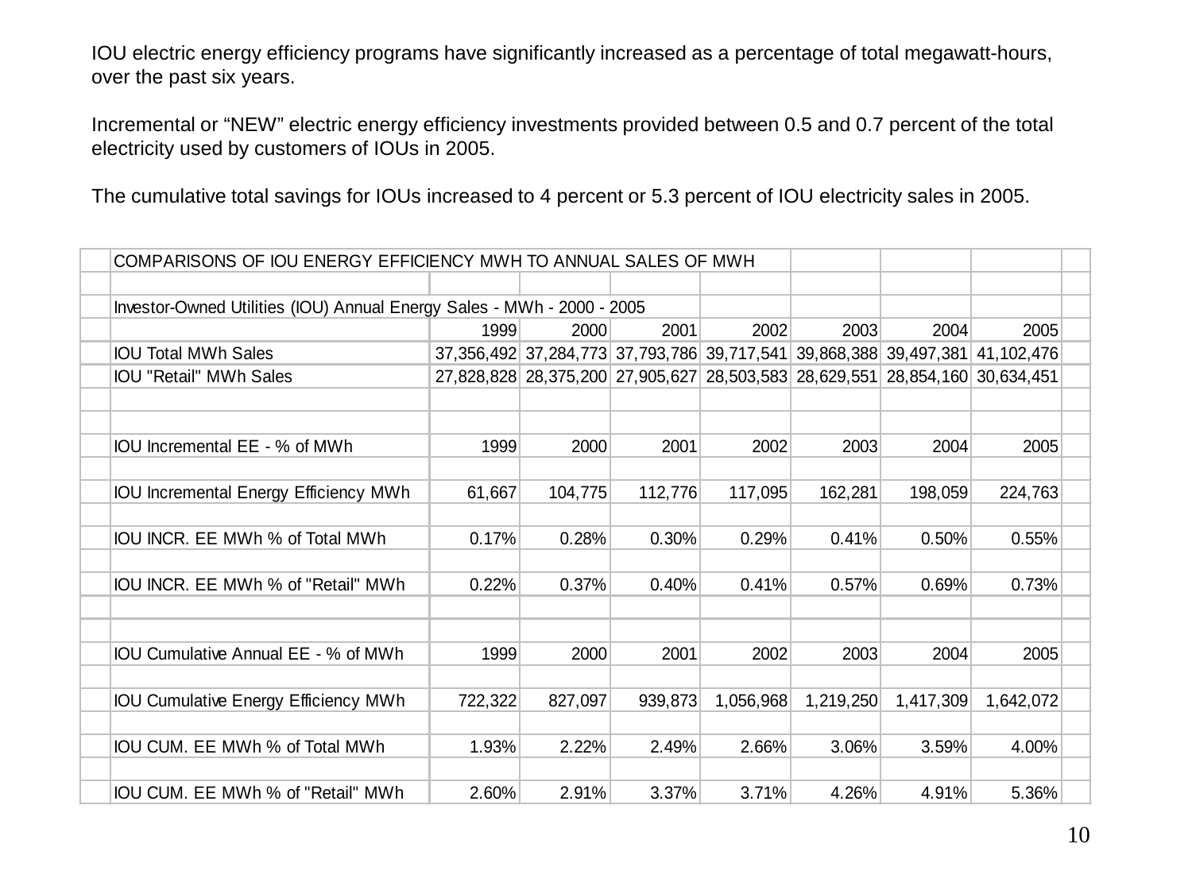IOU electric energy efficiency programs have significantly increased as a percentage of total megawatt-hours, over the past six years.

Incremental or “NEW” electric energy efficiency investments provided between 0.5 and 0.7 percent of the total electricity used by customers of IOUs in 2005.

The cumulative total savings for IOUs increased to 4 percent or 5.3 percent of IOU electricity sales in 2005.

| COMPARISONS OF IOU ENERGY EFFICIENCY MWH TO ANNUAL SALES OF MWH | | | | | | | |
|---|---|---|---|---|---|---|---|
| | | | | | | | |
| Investor-Owned Utilities (IOU) Annual Energy Sales - MWh - 2000 - 2005 | | | | | | | |
| | 1999 | 2000 | 2001 | 2002 | 2003 | 2004 | 2005 |
| IOU Total MWh Sales | 37,356,492 | 37,284,773 | 37,793,786 | 39,717,541 | 39,868,388 | 39,497,381 | 41,102,476 |
| IOU "Retail" MWh Sales | 27,828,828 | 28,375,200 | 27,905,627 | 28,503,583 | 28,629,551 | 28,854,160 | 30,634,451 |
| | | | | | | | |
| | | | | | | | |
| IOU Incremental EE - % of MWh | 1999 | 2000 | 2001 | 2002 | 2003 | 2004 | 2005 |
| | | | | | | | |
| IOU Incremental Energy Efficiency MWh | 61,667 | 104,775 | 112,776 | 117,095 | 162,281 | 198,059 | 224,763 |
| | | | | | | | |
| IOU INCR. EE MWh % of Total MWh | 0.17% | 0.28% | 0.30% | 0.29% | 0.41% | 0.50% | 0.55% |
| | | | | | | | |
| IOU INCR. EE MWh % of "Retail" MWh | 0.22% | 0.37% | 0.40% | 0.41% | 0.57% | 0.69% | 0.73% |
| | | | | | | | |
| | | | | | | | |
| IOU Cumulative Annual EE - % of MWh | 1999 | 2000 | 2001 | 2002 | 2003 | 2004 | 2005 |
| | | | | | | | |
| IOU Cumulative Energy Efficiency MWh | 722,322 | 827,097 | 939,873 | 1,056,968 | 1,219,250 | 1,417,309 | 1,642,072 |
| | | | | | | | |
| IOU CUM. EE MWh % of Total MWh | 1.93% | 2.22% | 2.49% | 2.66% | 3.06% | 3.59% | 4.00% |
| | | | | | | | |
| IOU CUM. EE MWh % of "Retail" MWh | 2.60% | 2.91% | 3.37% | 3.71% | 4.26% | 4.91% | 5.36% |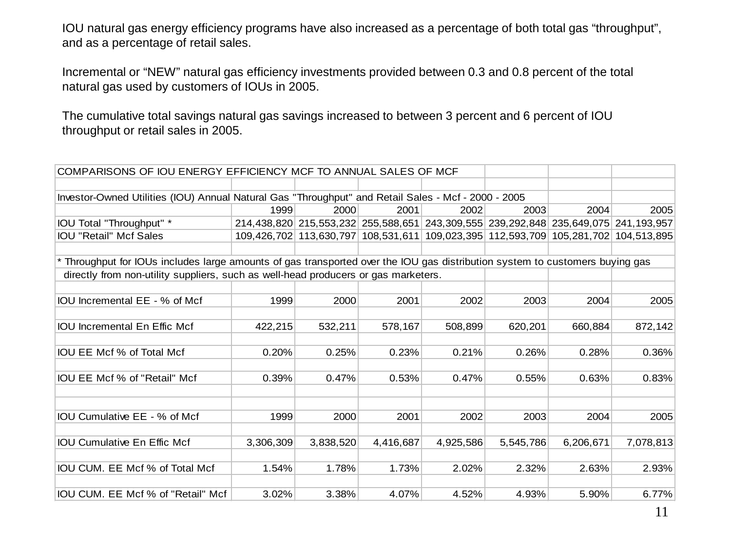IOU natural gas energy efficiency programs have also increased as a percentage of both total gas “throughput”, and as a percentage of retail sales.

Incremental or “NEW” natural gas efficiency investments provided between 0.3 and 0.8 percent of the total natural gas used by customers of IOUs in 2005.

The cumulative total savings natural gas savings increased to between 3 percent and 6 percent of IOU throughput or retail sales in 2005.

| COMPARISONS OF IOU ENERGY EFFICIENCY MCF TO ANNUAL SALES OF MCF | | | | | | | |
|---|---|---|---|---|---|---|---|
| | | | | | | | |
| Investor-Owned Utilities (IOU) Annual Natural Gas "Throughput" and Retail Sales - Mcf - 2000 - 2005 | | | | | | | |
| | 1999 | 2000 | 2001 | 2002 | 2003 | 2004 | 2005 |
| IOU Total "Throughput" * | 214,438,820 | 215,553,232 | 255,588,651 | 243,309,555 | 239,292,848 | 235,649,075 | 241,193,957 |
| IOU "Retail" Mcf Sales | 109,426,702 | 113,630,797 | 108,531,611 | 109,023,395 | 112,593,709 | 105,281,702 | 104,513,895 |
| | | | | | | | |
| * Throughput for IOUs includes large amounts of gas transported over the IOU gas distribution system to customers buying gas directly from non-utility suppliers, such as well-head producers or gas marketers. | | | | | | | |
| | | | | | | | |
| IOU Incremental EE - % of Mcf | 1999 | 2000 | 2001 | 2002 | 2003 | 2004 | 2005 |
| | | | | | | | |
| IOU Incremental En Effic Mcf | 422,215 | 532,211 | 578,167 | 508,899 | 620,201 | 660,884 | 872,142 |
| | | | | | | | |
| IOU EE Mcf % of Total Mcf | 0.20% | 0.25% | 0.23% | 0.21% | 0.26% | 0.28% | 0.36% |
| | | | | | | | |
| IOU EE Mcf % of "Retail" Mcf | 0.39% | 0.47% | 0.53% | 0.47% | 0.55% | 0.63% | 0.83% |
| | | | | | | | |
| | | | | | | | |
| IOU Cumulative EE - % of Mcf | 1999 | 2000 | 2001 | 2002 | 2003 | 2004 | 2005 |
| | | | | | | | |
| IOU Cumulative En Effic Mcf | 3,306,309 | 3,838,520 | 4,416,687 | 4,925,586 | 5,545,786 | 6,206,671 | 7,078,813 |
| | | | | | | | |
| IOU CUM. EE Mcf % of Total Mcf | 1.54% | 1.78% | 1.73% | 2.02% | 2.32% | 2.63% | 2.93% |
| | | | | | | | |
| IOU CUM. EE Mcf % of "Retail" Mcf | 3.02% | 3.38% | 4.07% | 4.52% | 4.93% | 5.90% | 6.77% |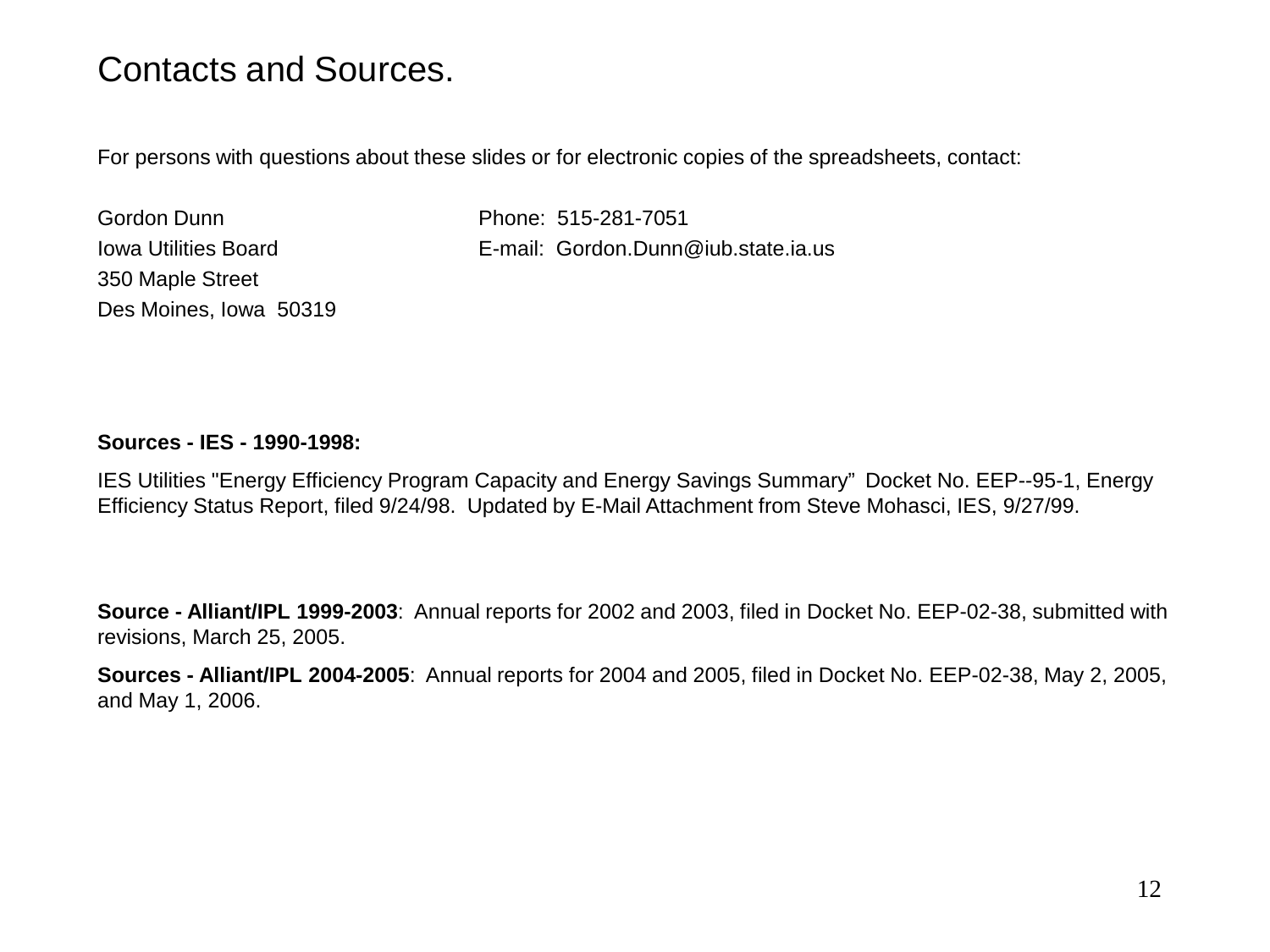# Contacts and Sources.

For persons with questions about these slides or for electronic copies of the spreadsheets, contact:

Gordon Dunn
Iowa Utilities Board
350 Maple Street
Des Moines, Iowa 50319

Phone: 515-281-7051
E-mail: Gordon.Dunn@iub.state.ia.us

**Sources - IES - 1990-1998:**

IES Utilities "Energy Efficiency Program Capacity and Energy Savings Summary" Docket No. EEP--95-1, Energy Efficiency Status Report, filed 9/24/98. Updated by E-Mail Attachment from Steve Mohasci, IES, 9/27/99.

**Source - Alliant/IPL 1999-2003**: Annual reports for 2002 and 2003, filed in Docket No. EEP-02-38, submitted with revisions, March 25, 2005.

**Sources - Alliant/IPL 2004-2005**: Annual reports for 2004 and 2005, filed in Docket No. EEP-02-38, May 2, 2005, and May 1, 2006.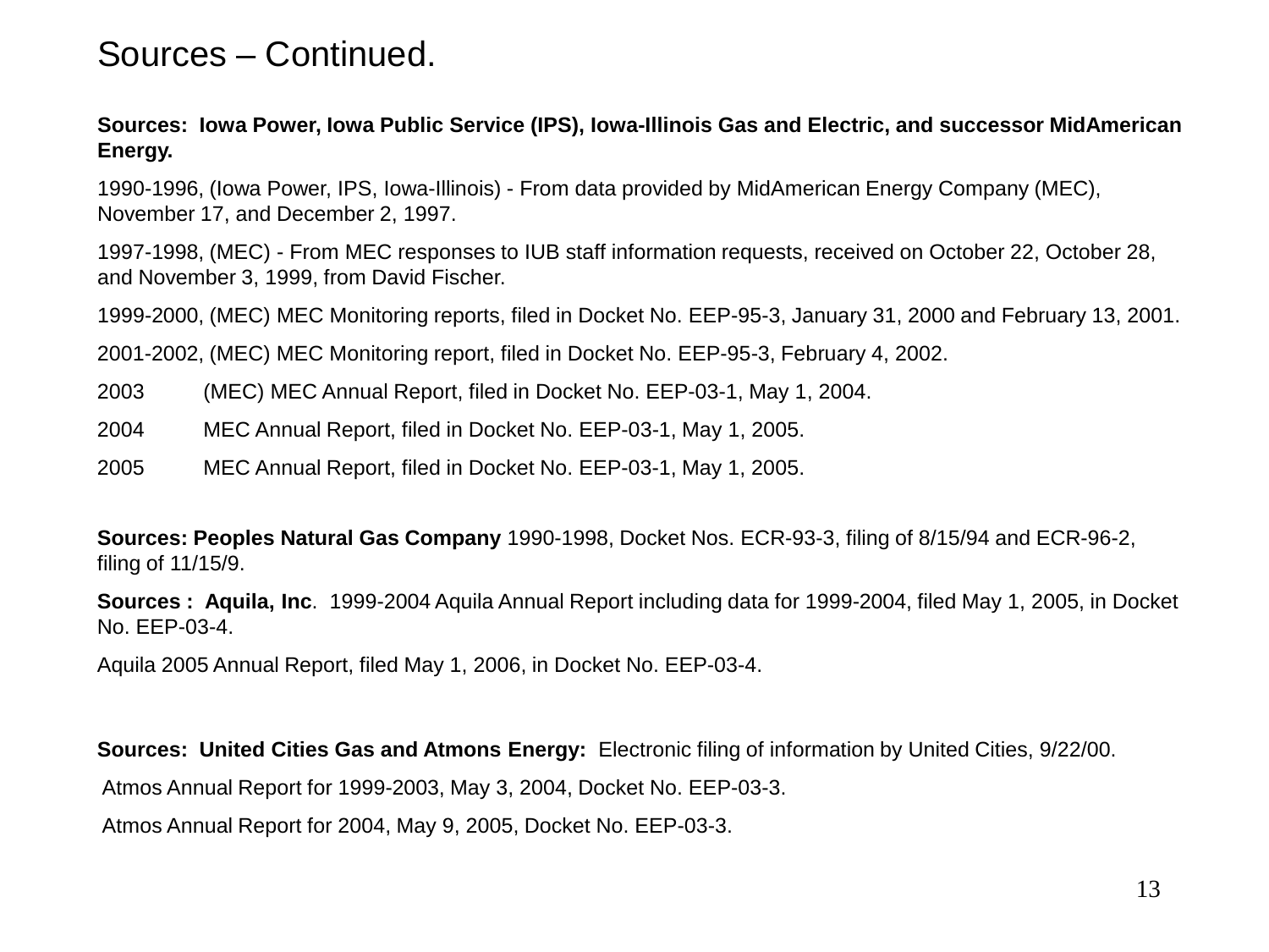# Sources – Continued.

**Sources: Iowa Power, Iowa Public Service (IPS), Iowa-Illinois Gas and Electric, and successor MidAmerican Energy.**

1990-1996, (Iowa Power, IPS, Iowa-Illinois) - From data provided by MidAmerican Energy Company (MEC), November 17, and December 2, 1997.

1997-1998, (MEC) - From MEC responses to IUB staff information requests, received on October 22, October 28, and November 3, 1999, from David Fischer.

1999-2000, (MEC) MEC Monitoring reports, filed in Docket No. EEP-95-3, January 31, 2000 and February 13, 2001.

2001-2002, (MEC) MEC Monitoring report, filed in Docket No. EEP-95-3, February 4, 2002.

2003 (MEC) MEC Annual Report, filed in Docket No. EEP-03-1, May 1, 2004.

2004 MEC Annual Report, filed in Docket No. EEP-03-1, May 1, 2005.

2005 MEC Annual Report, filed in Docket No. EEP-03-1, May 1, 2005.

**Sources: Peoples Natural Gas Company** 1990-1998, Docket Nos. ECR-93-3, filing of 8/15/94 and ECR-96-2, filing of 11/15/9.

**Sources : Aquila, Inc**. 1999-2004 Aquila Annual Report including data for 1999-2004, filed May 1, 2005, in Docket No. EEP-03-4.

Aquila 2005 Annual Report, filed May 1, 2006, in Docket No. EEP-03-4.

**Sources: United Cities Gas and Atmons Energy:** Electronic filing of information by United Cities, 9/22/00.

Atmos Annual Report for 1999-2003, May 3, 2004, Docket No. EEP-03-3.

Atmos Annual Report for 2004, May 9, 2005, Docket No. EEP-03-3.